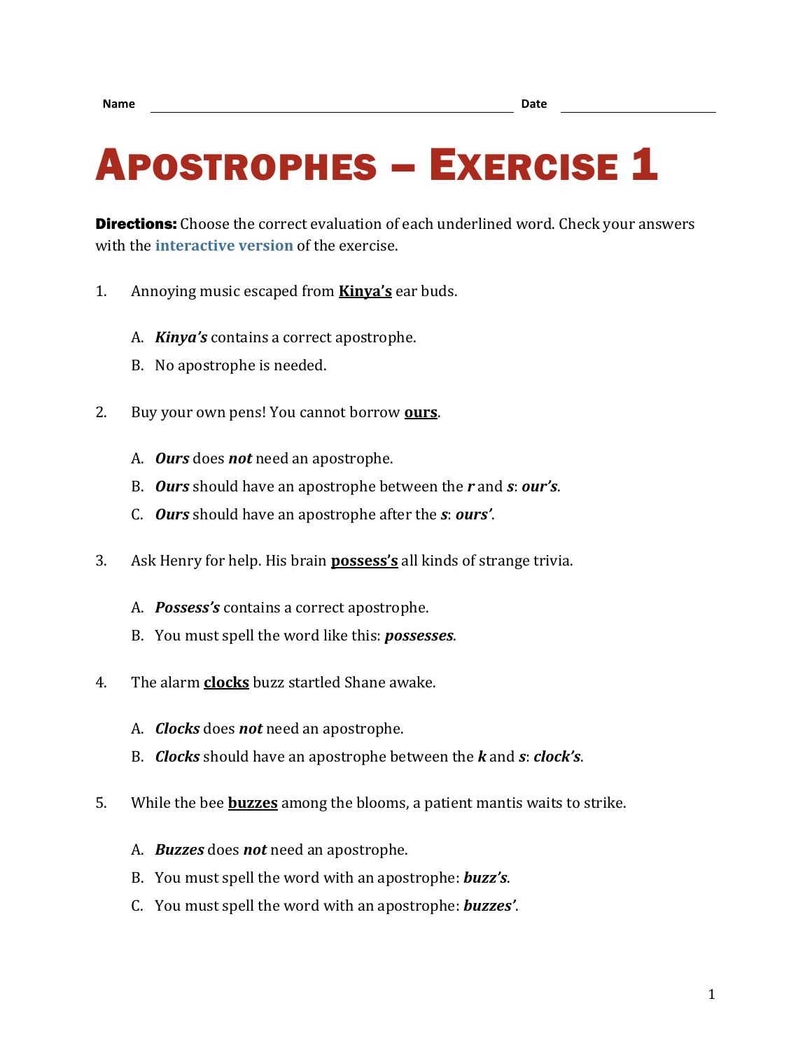Name \_\_\_\_\_\_\_\_\_\_\_\_\_\_\_\_\_\_\_\_\_\_\_\_\_\_\_\_\_\_\_\_\_\_\_\_\_\_\_\_ Date \_\_\_\_\_\_\_\_\_\_\_\_\_\_\_\_\_\_\_\_

# Apostrophes – Exercise 1

**Directions:** Choose the correct evaluation of each underlined word. Check your answers with the interactive version of the exercise.

1. Annoying music escaped from <u>**Kinya's**</u> ear buds.

   A. ***Kinya's*** contains a correct apostrophe.

   B. No apostrophe is needed.

2. Buy your own pens! You cannot borrow <u>**ours**</u>.

   A. ***Ours*** does ***not*** need an apostrophe.

   B. ***Ours*** should have an apostrophe between the ***r*** and ***s***: ***our's***.

   C. ***Ours*** should have an apostrophe after the ***s***: ***ours'***.

3. Ask Henry for help. His brain <u>**possess's**</u> all kinds of strange trivia.

   A. ***Possess's*** contains a correct apostrophe.

   B. You must spell the word like this: ***possesses***.

4. The alarm <u>**clocks**</u> buzz startled Shane awake.

   A. ***Clocks*** does ***not*** need an apostrophe.

   B. ***Clocks*** should have an apostrophe between the ***k*** and ***s***: ***clock's***.

5. While the bee <u>**buzzes**</u> among the blooms, a patient mantis waits to strike.

   A. ***Buzzes*** does ***not*** need an apostrophe.

   B. You must spell the word with an apostrophe: ***buzz's***.

   C. You must spell the word with an apostrophe: ***buzzes'***.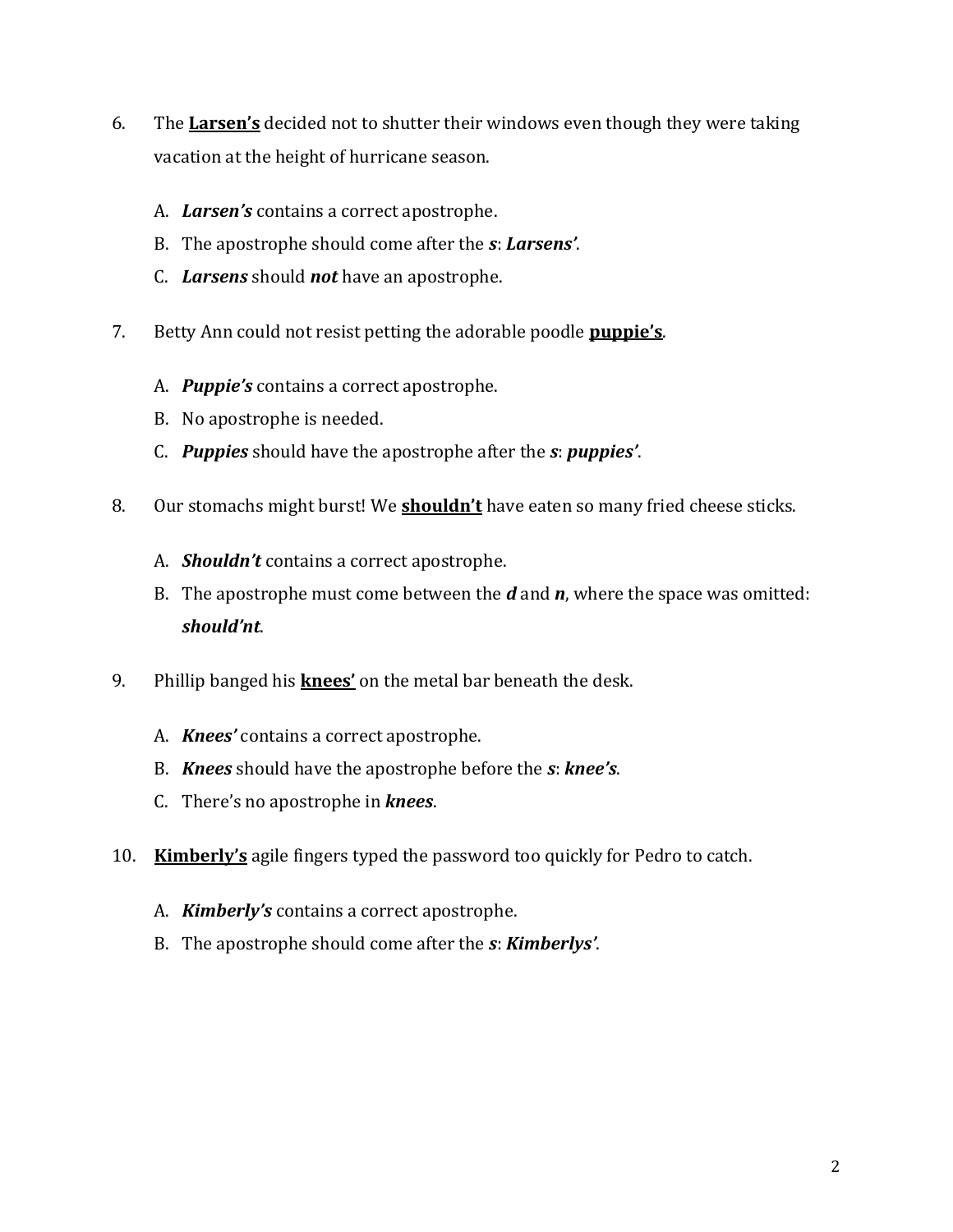6. The **<u>Larsen's</u>** decided not to shutter their windows even though they were taking vacation at the height of hurricane season.

   A. ***Larsen's*** contains a correct apostrophe.
   B. The apostrophe should come after the ***s***: ***Larsens'***.
   C. ***Larsens*** should ***not*** have an apostrophe.

7. Betty Ann could not resist petting the adorable poodle **<u>puppie's</u>**.

   A. ***Puppie's*** contains a correct apostrophe.
   B. No apostrophe is needed.
   C. ***Puppies*** should have the apostrophe after the ***s***: ***puppies'***.

8. Our stomachs might burst! We **<u>shouldn't</u>** have eaten so many fried cheese sticks.

   A. ***Shouldn't*** contains a correct apostrophe.
   B. The apostrophe must come between the ***d*** and ***n***, where the space was omitted: ***should'nt***.

9. Phillip banged his **<u>knees'</u>** on the metal bar beneath the desk.

   A. ***Knees'*** contains a correct apostrophe.
   B. ***Knees*** should have the apostrophe before the ***s***: ***knee's***.
   C. There's no apostrophe in ***knees***.

10. **<u>Kimberly's</u>** agile fingers typed the password too quickly for Pedro to catch.

    A. ***Kimberly's*** contains a correct apostrophe.
    B. The apostrophe should come after the ***s***: ***Kimberlys'***.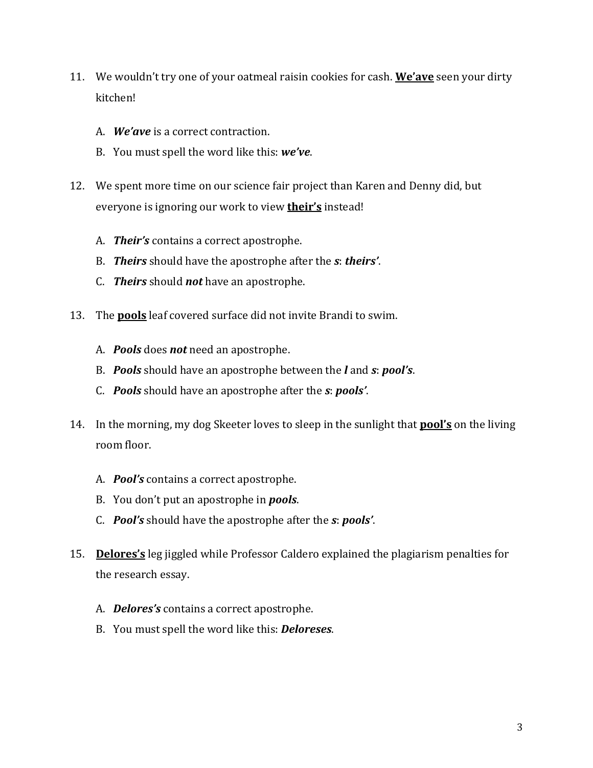11. We wouldn't try one of your oatmeal raisin cookies for cash. **<u>We'ave</u>** seen your dirty kitchen!

    A. ***We'ave*** is a correct contraction.
    B. You must spell the word like this: ***we've***.

12. We spent more time on our science fair project than Karen and Denny did, but everyone is ignoring our work to view **<u>their's</u>** instead!

    A. ***Their's*** contains a correct apostrophe.
    B. ***Theirs*** should have the apostrophe after the ***s***: ***theirs'***.
    C. ***Theirs*** should ***not*** have an apostrophe.

13. The **<u>pools</u>** leaf covered surface did not invite Brandi to swim.

    A. ***Pools*** does ***not*** need an apostrophe.
    B. ***Pools*** should have an apostrophe between the ***l*** and ***s***: ***pool's***.
    C. ***Pools*** should have an apostrophe after the ***s***: ***pools'***.

14. In the morning, my dog Skeeter loves to sleep in the sunlight that **<u>pool's</u>** on the living room floor.

    A. ***Pool's*** contains a correct apostrophe.
    B. You don't put an apostrophe in ***pools***.
    C. ***Pool's*** should have the apostrophe after the ***s***: ***pools'***.

15. **<u>Delores's</u>** leg jiggled while Professor Caldero explained the plagiarism penalties for the research essay.

    A. ***Delores's*** contains a correct apostrophe.
    B. You must spell the word like this: ***Deloreses***.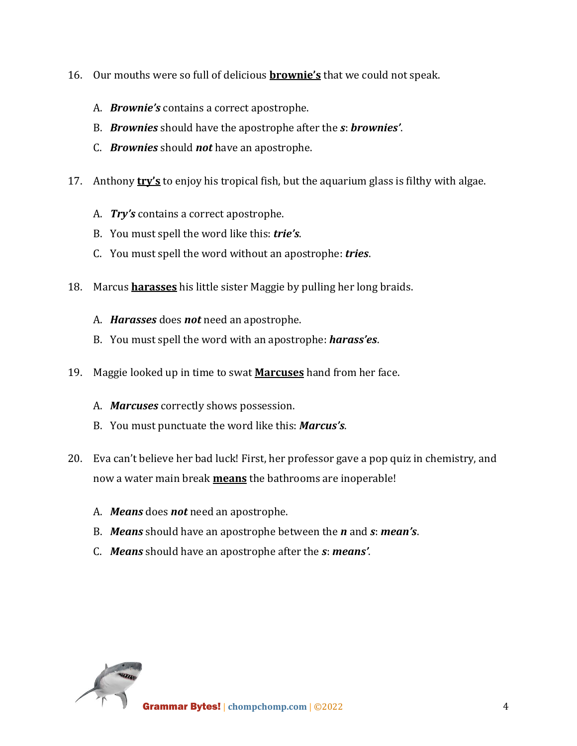16. Our mouths were so full of delicious **<u>brownie's</u>** that we could not speak.

    A. ***Brownie's*** contains a correct apostrophe.

    B. ***Brownies*** should have the apostrophe after the ***s***: ***brownies'***.

    C. ***Brownies*** should ***not*** have an apostrophe.

17. Anthony **<u>try's</u>** to enjoy his tropical fish, but the aquarium glass is filthy with algae.

    A. ***Try's*** contains a correct apostrophe.

    B. You must spell the word like this: ***trie's***.

    C. You must spell the word without an apostrophe: ***tries***.

18. Marcus **<u>harasses</u>** his little sister Maggie by pulling her long braids.

    A. ***Harasses*** does ***not*** need an apostrophe.

    B. You must spell the word with an apostrophe: ***harass'es***.

19. Maggie looked up in time to swat **<u>Marcuses</u>** hand from her face.

    A. ***Marcuses*** correctly shows possession.

    B. You must punctuate the word like this: ***Marcus's***.

20. Eva can't believe her bad luck! First, her professor gave a pop quiz in chemistry, and now a water main break **<u>means</u>** the bathrooms are inoperable!

    A. ***Means*** does ***not*** need an apostrophe.

    B. ***Means*** should have an apostrophe between the ***n*** and ***s***: ***mean's***.

    C. ***Means*** should have an apostrophe after the ***s***: ***means'***.